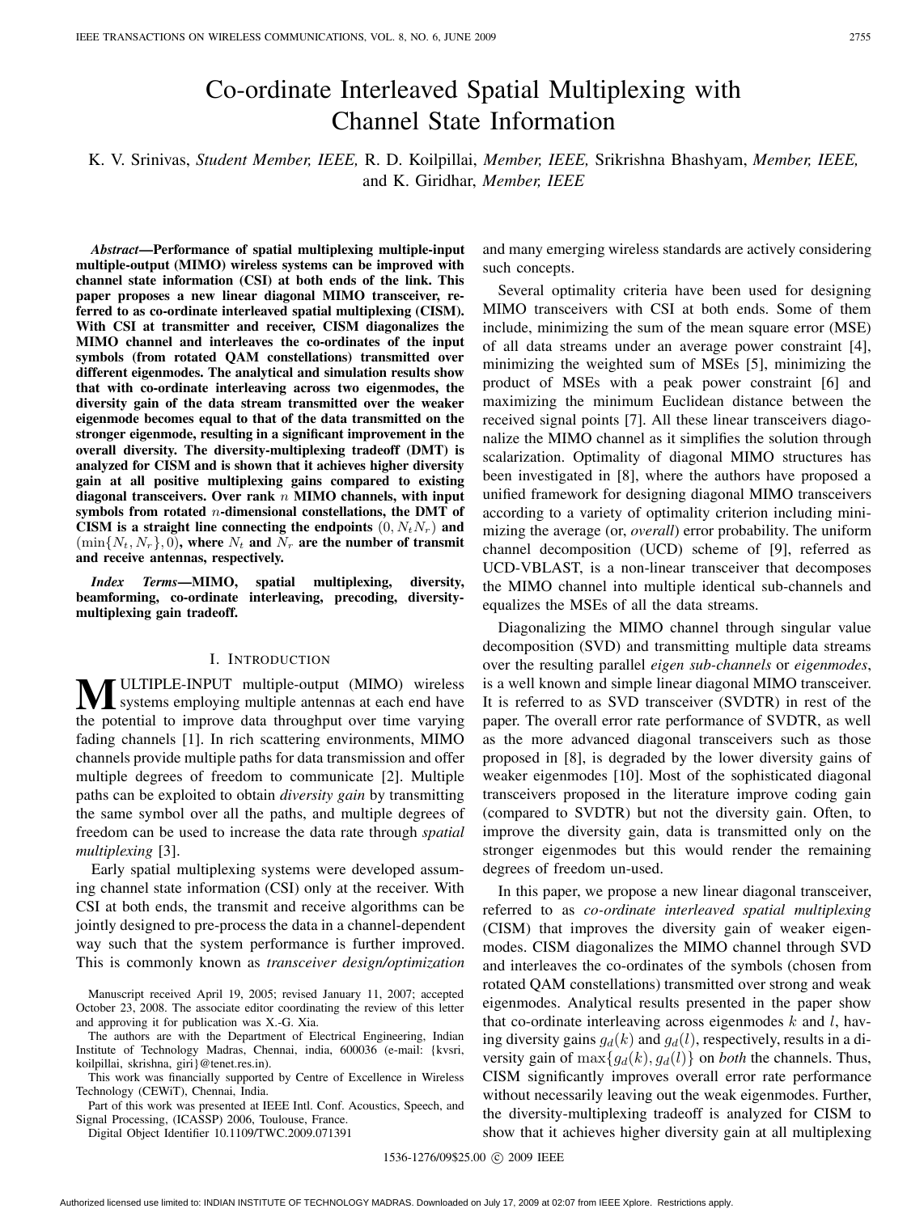# Co-ordinate Interleaved Spatial Multiplexing with Channel State Information

K. V. Srinivas, *Student Member, IEEE,* R. D. Koilpillai, *Member, IEEE,* Srikrishna Bhashyam, *Member, IEEE,* and K. Giridhar, *Member, IEEE*

***Abstract*—Performance of spatial multiplexing multiple-input multiple-output (MIMO) wireless systems can be improved with channel state information (CSI) at both ends of the link. This paper proposes a new linear diagonal MIMO transceiver, referred to as co-ordinate interleaved spatial multiplexing (CISM). With CSI at transmitter and receiver, CISM diagonalizes the MIMO channel and interleaves the co-ordinates of the input symbols (from rotated QAM constellations) transmitted over different eigenmodes. The analytical and simulation results show that with co-ordinate interleaving across two eigenmodes, the diversity gain of the data stream transmitted over the weaker eigenmode becomes equal to that of the data transmitted on the stronger eigenmode, resulting in a significant improvement in the overall diversity. The diversity-multiplexing tradeoff (DMT) is analyzed for CISM and is shown that it achieves higher diversity gain at all positive multiplexing gains compared to existing diagonal transceivers. Over rank $n$ MIMO channels, with input symbols from rotated $n$-dimensional constellations, the DMT of CISM is a straight line connecting the endpoints $(0, N_t N_r)$ and $(\min\{N_t, N_r\}, 0)$, where $N_t$ and $N_r$ are the number of transmit and receive antennas, respectively.**

***Index Terms*—MIMO, spatial multiplexing, diversity, beamforming, co-ordinate interleaving, precoding, diversity-multiplexing gain tradeoff.**

## I. Introduction

MULTIPLE-INPUT multiple-output (MIMO) wireless systems employing multiple antennas at each end have the potential to improve data throughput over time varying fading channels [1]. In rich scattering environments, MIMO channels provide multiple paths for data transmission and offer multiple degrees of freedom to communicate [2]. Multiple paths can be exploited to obtain *diversity gain* by transmitting the same symbol over all the paths, and multiple degrees of freedom can be used to increase the data rate through *spatial multiplexing* [3].

Early spatial multiplexing systems were developed assuming channel state information (CSI) only at the receiver. With CSI at both ends, the transmit and receive algorithms can be jointly designed to pre-process the data in a channel-dependent way such that the system performance is further improved. This is commonly known as *transceiver design/optimization* and many emerging wireless standards are actively considering such concepts.

Several optimality criteria have been used for designing MIMO transceivers with CSI at both ends. Some of them include, minimizing the sum of the mean square error (MSE) of all data streams under an average power constraint [4], minimizing the weighted sum of MSEs [5], minimizing the product of MSEs with a peak power constraint [6] and maximizing the minimum Euclidean distance between the received signal points [7]. All these linear transceivers diagonalize the MIMO channel as it simplifies the solution through scalarization. Optimality of diagonal MIMO structures has been investigated in [8], where the authors have proposed a unified framework for designing diagonal MIMO transceivers according to a variety of optimality criterion including minimizing the average (or, *overall*) error probability. The uniform channel decomposition (UCD) scheme of [9], referred as UCD-VBLAST, is a non-linear transceiver that decomposes the MIMO channel into multiple identical sub-channels and equalizes the MSEs of all the data streams.

Diagonalizing the MIMO channel through singular value decomposition (SVD) and transmitting multiple data streams over the resulting parallel *eigen sub-channels* or *eigenmodes*, is a well known and simple linear diagonal MIMO transceiver. It is referred to as SVD transceiver (SVDTR) in rest of the paper. The overall error rate performance of SVDTR, as well as the more advanced diagonal transceivers such as those proposed in [8], is degraded by the lower diversity gains of weaker eigenmodes [10]. Most of the sophisticated diagonal transceivers proposed in the literature improve coding gain (compared to SVDTR) but not the diversity gain. Often, to improve the diversity gain, data is transmitted only on the stronger eigenmodes but this would render the remaining degrees of freedom un-used.

In this paper, we propose a new linear diagonal transceiver, referred to as *co-ordinate interleaved spatial multiplexing* (CISM) that improves the diversity gain of weaker eigenmodes. CISM diagonalizes the MIMO channel through SVD and interleaves the co-ordinates of the symbols (chosen from rotated QAM constellations) transmitted over strong and weak eigenmodes. Analytical results presented in the paper show that co-ordinate interleaving across eigenmodes $k$ and $l$, having diversity gains $g_d(k)$ and $g_d(l)$, respectively, results in a diversity gain of $\max\{g_d(k), g_d(l)\}$ on *both* the channels. Thus, CISM significantly improves overall error rate performance without necessarily leaving out the weak eigenmodes. Further, the diversity-multiplexing tradeoff is analyzed for CISM to show that it achieves higher diversity gain at all multiplexing

Manuscript received April 19, 2005; revised January 11, 2007; accepted October 23, 2008. The associate editor coordinating the review of this letter and approving it for publication was X.-G. Xia.

The authors are with the Department of Electrical Engineering, Indian Institute of Technology Madras, Chennai, india, 600036 (e-mail: {kvsri, koilpillai, skrishna, giri}@tenet.res.in).

This work was financially supported by Centre of Excellence in Wireless Technology (CEWiT), Chennai, India.

Part of this work was presented at IEEE Intl. Conf. Acoustics, Speech, and Signal Processing, (ICASSP) 2006, Toulouse, France.

Digital Object Identifier 10.1109/TWC.2009.071391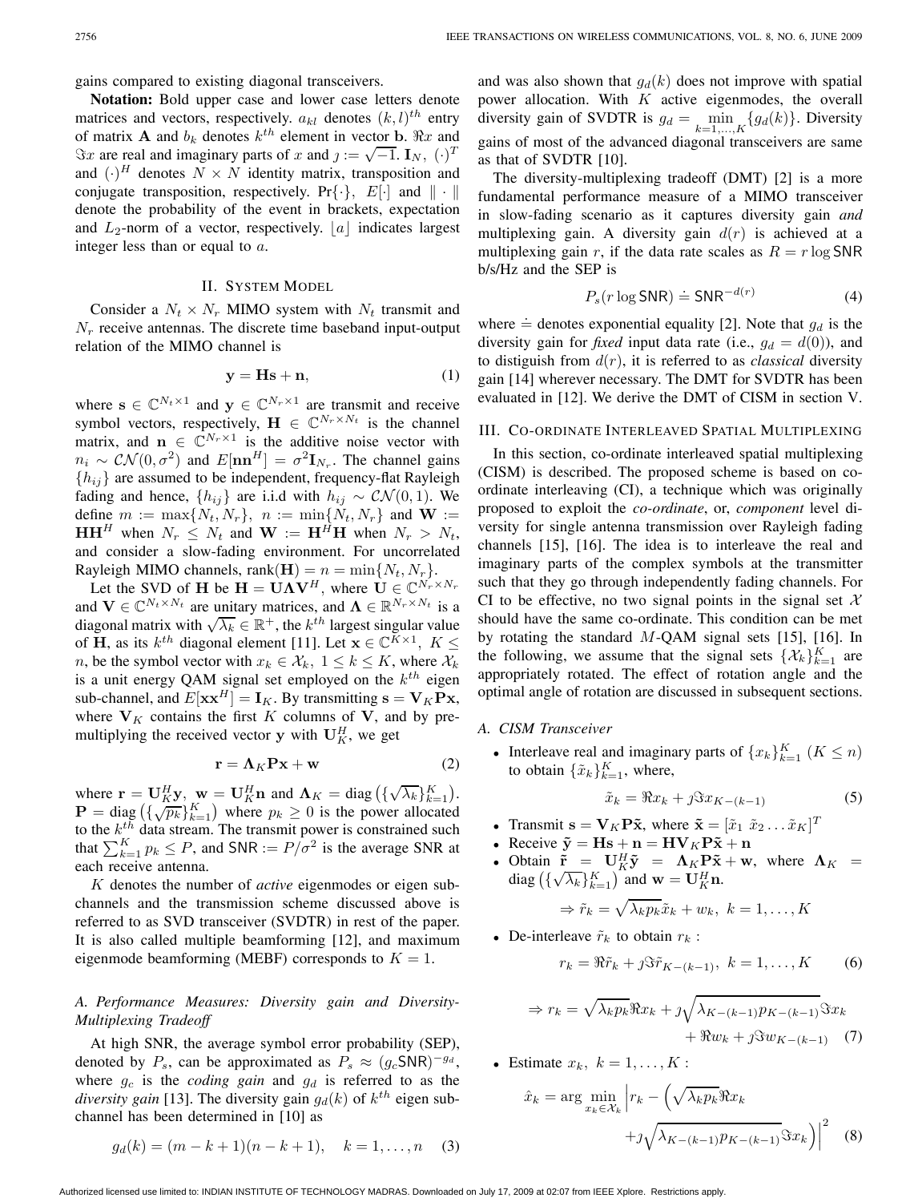gains compared to existing diagonal transceivers.

**Notation:** Bold upper case and lower case letters denote matrices and vectors, respectively. $a_{kl}$ denotes $(k,l)^{th}$ entry of matrix $\mathbf{A}$ and $b_k$ denotes $k^{th}$ element in vector $\mathbf{b}$. $\Re x$ and $\Im x$ are real and imaginary parts of $x$ and $\jmath := \sqrt{-1}$. $\mathbf{I}_N$, $(\cdot)^T$ and $(\cdot)^H$ denotes $N \times N$ identity matrix, transposition and conjugate transposition, respectively. $\Pr\{\cdot\}$, $E[\cdot]$ and $\|\cdot\|$ denote the probability of the event in brackets, expectation and $L_2$-norm of a vector, respectively. $\lfloor a \rfloor$ indicates largest integer less than or equal to $a$.

## II. System Model

Consider a $N_t \times N_r$ MIMO system with $N_t$ transmit and $N_r$ receive antennas. The discrete time baseband input-output relation of the MIMO channel is

$$\mathbf{y} = \mathbf{H}\mathbf{s} + \mathbf{n}, \tag{1}$$

where $\mathbf{s} \in \mathbb{C}^{N_t \times 1}$ and $\mathbf{y} \in \mathbb{C}^{N_r \times 1}$ are transmit and receive symbol vectors, respectively, $\mathbf{H} \in \mathbb{C}^{N_r \times N_t}$ is the channel matrix, and $\mathbf{n} \in \mathbb{C}^{N_r \times 1}$ is the additive noise vector with $n_i \sim \mathcal{CN}(0, \sigma^2)$ and $E[\mathbf{n}\mathbf{n}^H] = \sigma^2 \mathbf{I}_{N_r}$. The channel gains $\{h_{ij}\}$ are assumed to be independent, frequency-flat Rayleigh fading and hence, $\{h_{ij}\}$ are i.i.d with $h_{ij} \sim \mathcal{CN}(0,1)$. We define $m := \max\{N_t, N_r\}$, $n := \min\{N_t, N_r\}$ and $\mathbf{W} := \mathbf{H}\mathbf{H}^H$ when $N_r \leq N_t$ and $\mathbf{W} := \mathbf{H}^H\mathbf{H}$ when $N_r > N_t$, and consider a slow-fading environment. For uncorrelated Rayleigh MIMO channels, $\text{rank}(\mathbf{H}) = n = \min\{N_t, N_r\}$.

Let the SVD of $\mathbf{H}$ be $\mathbf{H} = \mathbf{U}\mathbf{\Lambda}\mathbf{V}^H$, where $\mathbf{U} \in \mathbb{C}^{N_r \times N_r}$ and $\mathbf{V} \in \mathbb{C}^{N_t \times N_t}$ are unitary matrices, and $\mathbf{\Lambda} \in \mathbb{R}^{N_r \times N_t}$ is a diagonal matrix with $\sqrt{\lambda_k} \in \mathbb{R}^+$, the $k^{th}$ largest singular value of $\mathbf{H}$, as its $k^{th}$ diagonal element [11]. Let $\mathbf{x} \in \mathbb{C}^{K \times 1}$, $K \leq n$, be the symbol vector with $x_k \in \mathcal{X}_k$, $1 \leq k \leq K$, where $\mathcal{X}_k$ is a unit energy QAM signal set employed on the $k^{th}$ eigen sub-channel, and $E[\mathbf{x}\mathbf{x}^H] = \mathbf{I}_K$. By transmitting $\mathbf{s} = \mathbf{V}_K \mathbf{P}\mathbf{x}$, where $\mathbf{V}_K$ contains the first $K$ columns of $\mathbf{V}$, and by pre-multiplying the received vector $\mathbf{y}$ with $\mathbf{U}_K^H$, we get

$$\mathbf{r} = \mathbf{\Lambda}_K \mathbf{P}\mathbf{x} + \mathbf{w} \tag{2}$$

where $\mathbf{r} = \mathbf{U}_K^H \mathbf{y}$, $\mathbf{w} = \mathbf{U}_K^H \mathbf{n}$ and $\mathbf{\Lambda}_K = \text{diag}\left(\{\sqrt{\lambda_k}\}_{k=1}^K\right)$. $\mathbf{P} = \text{diag}\left(\{\sqrt{p_k}\}_{k=1}^K\right)$ where $p_k \geq 0$ is the power allocated to the $k^{th}$ data stream. The transmit power is constrained such that $\sum_{k=1}^K p_k \leq P$, and $\mathsf{SNR} := P/\sigma^2$ is the average SNR at each receive antenna.

$K$ denotes the number of *active* eigenmodes or eigen sub-channels and the transmission scheme discussed above is referred to as SVD transceiver (SVDTR) in rest of the paper. It is also called multiple beamforming [12], and maximum eigenmode beamforming (MEBF) corresponds to $K = 1$.

### A. Performance Measures: Diversity gain and Diversity-Multiplexing Tradeoff

At high SNR, the average symbol error probability (SEP), denoted by $P_s$, can be approximated as $P_s \approx (g_c \mathsf{SNR})^{-g_d}$, where $g_c$ is the *coding gain* and $g_d$ is referred to as the *diversity gain* [13]. The diversity gain $g_d(k)$ of $k^{th}$ eigen sub-channel has been determined in [10] as

$$g_d(k) = (m - k + 1)(n - k + 1), \quad k = 1, \ldots, n \tag{3}$$

and was also shown that $g_d(k)$ does not improve with spatial power allocation. With $K$ active eigenmodes, the overall diversity gain of SVDTR is $g_d = \min_{k=1,\ldots,K}\{g_d(k)\}$. Diversity gains of most of the advanced diagonal transceivers are same as that of SVDTR [10].

The diversity-multiplexing tradeoff (DMT) [2] is a more fundamental performance measure of a MIMO transceiver in slow-fading scenario as it captures diversity gain *and* multiplexing gain. A diversity gain $d(r)$ is achieved at a multiplexing gain $r$, if the data rate scales as $R = r \log \mathsf{SNR}$ b/s/Hz and the SEP is

$$P_s(r \log \mathsf{SNR}) \doteq \mathsf{SNR}^{-d(r)} \tag{4}$$

where $\doteq$ denotes exponential equality [2]. Note that $g_d$ is the diversity gain for *fixed* input data rate (i.e., $g_d = d(0)$), and to distiguish from $d(r)$, it is referred to as *classical* diversity gain [14] wherever necessary. The DMT for SVDTR has been evaluated in [12]. We derive the DMT of CISM in section V.

## III. Co-ordinate Interleaved Spatial Multiplexing

In this section, co-ordinate interleaved spatial multiplexing (CISM) is described. The proposed scheme is based on co-ordinate interleaving (CI), a technique which was originally proposed to exploit the *co-ordinate*, or, *component* level diversity for single antenna transmission over Rayleigh fading channels [15], [16]. The idea is to interleave the real and imaginary parts of the complex symbols at the transmitter such that they go through independently fading channels. For CI to be effective, no two signal points in the signal set $\mathcal{X}$ should have the same co-ordinate. This condition can be met by rotating the standard $M$-QAM signal sets [15], [16]. In the following, we assume that the signal sets $\{\mathcal{X}_k\}_{k=1}^K$ are appropriately rotated. The effect of rotation angle and the optimal angle of rotation are discussed in subsequent sections.

### A. CISM Transceiver

- Interleave real and imaginary parts of $\{x_k\}_{k=1}^K$ $(K \leq n)$ to obtain $\{\tilde{x}_k\}_{k=1}^K$, where,

$$\tilde{x}_k = \Re x_k + \jmath \Im x_{K-(k-1)} \tag{5}$$

- Transmit $\mathbf{s} = \mathbf{V}_K \mathbf{P}\tilde{\mathbf{x}}$, where $\tilde{\mathbf{x}} = [\tilde{x}_1 \; \tilde{x}_2 \ldots \tilde{x}_K]^T$
- Receive $\tilde{\mathbf{y}} = \mathbf{H}\mathbf{s} + \mathbf{n} = \mathbf{H}\mathbf{V}_K \mathbf{P}\tilde{\mathbf{x}} + \mathbf{n}$
- Obtain $\tilde{\mathbf{r}} = \mathbf{U}_K^H \tilde{\mathbf{y}} = \mathbf{\Lambda}_K \mathbf{P}\tilde{\mathbf{x}} + \mathbf{w}$, where $\mathbf{\Lambda}_K = \text{diag}\left(\{\sqrt{\lambda_k}\}_{k=1}^K\right)$ and $\mathbf{w} = \mathbf{U}_K^H \mathbf{n}$.

$$\Rightarrow \tilde{r}_k = \sqrt{\lambda_k p_k}\tilde{x}_k + w_k, \; k = 1, \ldots, K$$

- De-interleave $\tilde{r}_k$ to obtain $r_k$ :

$$r_k = \Re \tilde{r}_k + \jmath \Im \tilde{r}_{K-(k-1)}, \; k = 1, \ldots, K \tag{6}$$

$$\Rightarrow r_k = \sqrt{\lambda_k p_k}\Re x_k + \jmath\sqrt{\lambda_{K-(k-1)} p_{K-(k-1)}}\Im x_k + \Re w_k + \jmath \Im w_{K-(k-1)} \tag{7}$$

- Estimate $x_k, \; k = 1, \ldots, K$ :

$$\hat{x}_k = \arg\min_{x_k \in \mathcal{X}_k} \left| r_k - \left(\sqrt{\lambda_k p_k}\Re x_k + \jmath\sqrt{\lambda_{K-(k-1)} p_{K-(k-1)}}\Im x_k\right)\right|^2 \tag{8}$$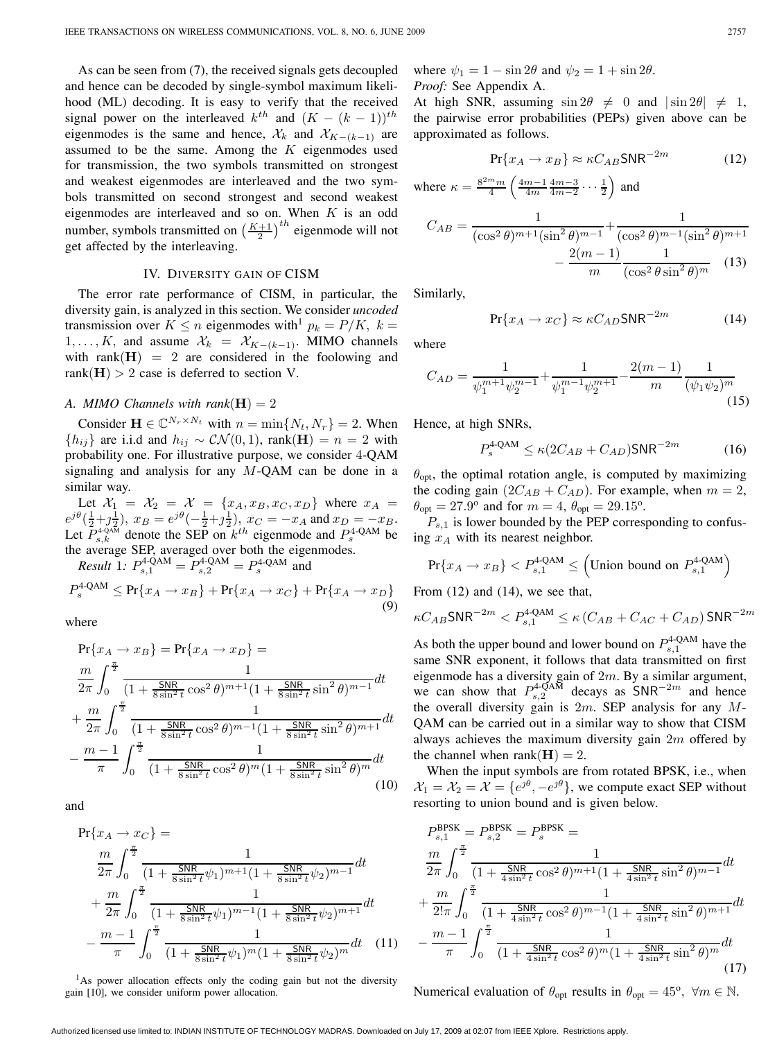As can be seen from (7), the received signals gets decoupled and hence can be decoded by single-symbol maximum likelihood (ML) decoding. It is easy to verify that the received signal power on the interleaved $k^{th}$ and $(K-(k-1))^{th}$ eigenmodes is the same and hence, $\mathcal{X}_k$ and $\mathcal{X}_{K-(k-1)}$ are assumed to be the same. Among the $K$ eigenmodes used for transmission, the two symbols transmitted on strongest and weakest eigenmodes are interleaved and the two symbols transmitted on second strongest and second weakest eigenmodes are interleaved and so on. When $K$ is an odd number, symbols transmitted on $\left(\frac{K+1}{2}\right)^{th}$ eigenmode will not get affected by the interleaving.

## IV. Diversity gain of CISM

The error rate performance of CISM, in particular, the diversity gain, is analyzed in this section. We consider *uncoded* transmission over $K \leq n$ eigenmodes with[1] $p_k = P/K$, $k = 1, \ldots, K$, and assume $\mathcal{X}_k = \mathcal{X}_{K-(k-1)}$. MIMO channels with $\text{rank}(\mathbf{H}) = 2$ are considered in the foolowing and $\text{rank}(\mathbf{H}) > 2$ case is deferred to section V.

### A. MIMO Channels with rank($\mathbf{H}$) = 2

Consider $\mathbf{H} \in \mathbb{C}^{N_r \times N_t}$ with $n = \min\{N_t, N_r\} = 2$. When $\{h_{ij}\}$ are i.i.d and $h_{ij} \sim \mathcal{CN}(0,1)$, $\text{rank}(\mathbf{H}) = n = 2$ with probability one. For illustrative purpose, we consider 4-QAM signaling and analysis for any $M$-QAM can be done in a similar way.

Let $\mathcal{X}_1 = \mathcal{X}_2 = \mathcal{X} = \{x_A, x_B, x_C, x_D\}$ where $x_A = e^{\jmath\theta}(\frac{1}{2} + \jmath\frac{1}{2})$, $x_B = e^{\jmath\theta}(-\frac{1}{2} + \jmath\frac{1}{2})$, $x_C = -x_A$ and $x_D = -x_B$. Let $P_{s,k}^{\text{4-QAM}}$ denote the SEP on $k^{th}$ eigenmode and $P_s^{\text{4-QAM}}$ be the average SEP, averaged over both the eigenmodes.

*Result 1:* $P_{s,1}^{\text{4-QAM}} = P_{s,2}^{\text{4-QAM}} = P_s^{\text{4-QAM}}$ and

$$P_s^{\text{4-QAM}} \leq \Pr\{x_A \rightarrow x_B\} + \Pr\{x_A \rightarrow x_C\} + \Pr\{x_A \rightarrow x_D\} \quad (9)$$

where

$$\begin{aligned}
&\Pr\{x_A \rightarrow x_B\} = \Pr\{x_A \rightarrow x_D\} = \\
&\frac{m}{2\pi}\int_0^{\frac{\pi}{2}} \frac{1}{(1+\frac{\mathsf{SNR}}{8\sin^2 t}\cos^2\theta)^{m+1}(1+\frac{\mathsf{SNR}}{8\sin^2 t}\sin^2\theta)^{m-1}}dt \\
&+\frac{m}{2\pi}\int_0^{\frac{\pi}{2}} \frac{1}{(1+\frac{\mathsf{SNR}}{8\sin^2 t}\cos^2\theta)^{m-1}(1+\frac{\mathsf{SNR}}{8\sin^2 t}\sin^2\theta)^{m+1}}dt \\
&-\frac{m-1}{\pi}\int_0^{\frac{\pi}{2}} \frac{1}{(1+\frac{\mathsf{SNR}}{8\sin^2 t}\cos^2\theta)^{m}(1+\frac{\mathsf{SNR}}{8\sin^2 t}\sin^2\theta)^{m}}dt
\end{aligned} \quad (10)$$

and

$$\begin{aligned}
&\Pr\{x_A \rightarrow x_C\} = \\
&\quad\frac{m}{2\pi}\int_0^{\frac{\pi}{2}} \frac{1}{(1+\frac{\mathsf{SNR}}{8\sin^2 t}\psi_1)^{m+1}(1+\frac{\mathsf{SNR}}{8\sin^2 t}\psi_2)^{m-1}}dt \\
&\quad+\frac{m}{2\pi}\int_0^{\frac{\pi}{2}} \frac{1}{(1+\frac{\mathsf{SNR}}{8\sin^2 t}\psi_1)^{m-1}(1+\frac{\mathsf{SNR}}{8\sin^2 t}\psi_2)^{m+1}}dt \\
&\quad-\frac{m-1}{\pi}\int_0^{\frac{\pi}{2}} \frac{1}{(1+\frac{\mathsf{SNR}}{8\sin^2 t}\psi_1)^{m}(1+\frac{\mathsf{SNR}}{8\sin^2 t}\psi_2)^{m}}dt
\end{aligned} \quad (11)$$

[1] As power allocation effects only the coding gain but not the diversity gain [10], we consider uniform power allocation.

where $\psi_1 = 1 - \sin 2\theta$ and $\psi_2 = 1 + \sin 2\theta$.

*Proof:* See Appendix A.

At high SNR, assuming $\sin 2\theta \neq 0$ and $|\sin 2\theta| \neq 1$, the pairwise error probabilities (PEPs) given above can be approximated as follows.

$$\Pr\{x_A \rightarrow x_B\} \approx \kappa C_{AB}\mathsf{SNR}^{-2m} \quad (12)$$

where $\kappa = \frac{8^{2m}m}{4}\left(\frac{4m-1}{4m}\frac{4m-3}{4m-2}\cdots\frac{1}{2}\right)$ and

$$C_{AB} = \frac{1}{(\cos^2\theta)^{m+1}(\sin^2\theta)^{m-1}} + \frac{1}{(\cos^2\theta)^{m-1}(\sin^2\theta)^{m+1}} - \frac{2(m-1)}{m}\frac{1}{(\cos^2\theta\sin^2\theta)^m} \quad (13)$$

Similarly,

$$\Pr\{x_A \rightarrow x_C\} \approx \kappa C_{AD}\mathsf{SNR}^{-2m} \quad (14)$$

where

$$C_{AD} = \frac{1}{\psi_1^{m+1}\psi_2^{m-1}} + \frac{1}{\psi_1^{m-1}\psi_2^{m+1}} - \frac{2(m-1)}{m}\frac{1}{(\psi_1\psi_2)^m} \quad (15)$$

Hence, at high SNRs,

$$P_s^{\text{4-QAM}} \leq \kappa(2C_{AB} + C_{AD})\mathsf{SNR}^{-2m} \quad (16)$$

$\theta_{\text{opt}}$, the optimal rotation angle, is computed by maximizing the coding gain $(2C_{AB} + C_{AD})$. For example, when $m = 2$, $\theta_{\text{opt}} = 27.9^{\text{o}}$ and for $m = 4$, $\theta_{\text{opt}} = 29.15^{\text{o}}$.

$P_{s,1}$ is lower bounded by the PEP corresponding to confusing $x_A$ with its nearest neighbor.

$$\Pr\{x_A \rightarrow x_B\} < P_{s,1}^{\text{4-QAM}} \leq \left(\text{Union bound on } P_{s,1}^{\text{4-QAM}}\right)$$

From (12) and (14), we see that,

$$\kappa C_{AB}\mathsf{SNR}^{-2m} < P_{s,1}^{\text{4-QAM}} \leq \kappa\left(C_{AB} + C_{AC} + C_{AD}\right)\mathsf{SNR}^{-2m}$$

As both the upper bound and lower bound on $P_{s,1}^{\text{4-QAM}}$ have the same SNR exponent, it follows that data transmitted on first eigenmode has a diversity gain of $2m$. By a similar argument, we can show that $P_{s,2}^{\text{4-QAM}}$ decays as $\mathsf{SNR}^{-2m}$ and hence the overall diversity gain is $2m$. SEP analysis for any $M$-QAM can be carried out in a similar way to show that CISM always achieves the maximum diversity gain $2m$ offered by the channel when $\text{rank}(\mathbf{H}) = 2$.

When the input symbols are from rotated BPSK, i.e., when $\mathcal{X}_1 = \mathcal{X}_2 = \mathcal{X} = \{e^{\jmath\theta}, -e^{\jmath\theta}\}$, we compute exact SEP without resorting to union bound and is given below.

$$\begin{aligned}
&P_{s,1}^{\text{BPSK}} = P_{s,2}^{\text{BPSK}} = P_s^{\text{BPSK}} = \\
&\frac{m}{2\pi}\int_0^{\frac{\pi}{2}} \frac{1}{(1+\frac{\mathsf{SNR}}{4\sin^2 t}\cos^2\theta)^{m+1}(1+\frac{\mathsf{SNR}}{4\sin^2 t}\sin^2\theta)^{m-1}}dt \\
&+\frac{m}{2!\pi}\int_0^{\frac{\pi}{2}} \frac{1}{(1+\frac{\mathsf{SNR}}{4\sin^2 t}\cos^2\theta)^{m-1}(1+\frac{\mathsf{SNR}}{4\sin^2 t}\sin^2\theta)^{m+1}}dt \\
&-\frac{m-1}{\pi}\int_0^{\frac{\pi}{2}} \frac{1}{(1+\frac{\mathsf{SNR}}{4\sin^2 t}\cos^2\theta)^{m}(1+\frac{\mathsf{SNR}}{4\sin^2 t}\sin^2\theta)^{m}}dt
\end{aligned} \quad (17)$$

Numerical evaluation of $\theta_{\text{opt}}$ results in $\theta_{\text{opt}} = 45^{\text{o}},\ \forall m \in \mathbb{N}$.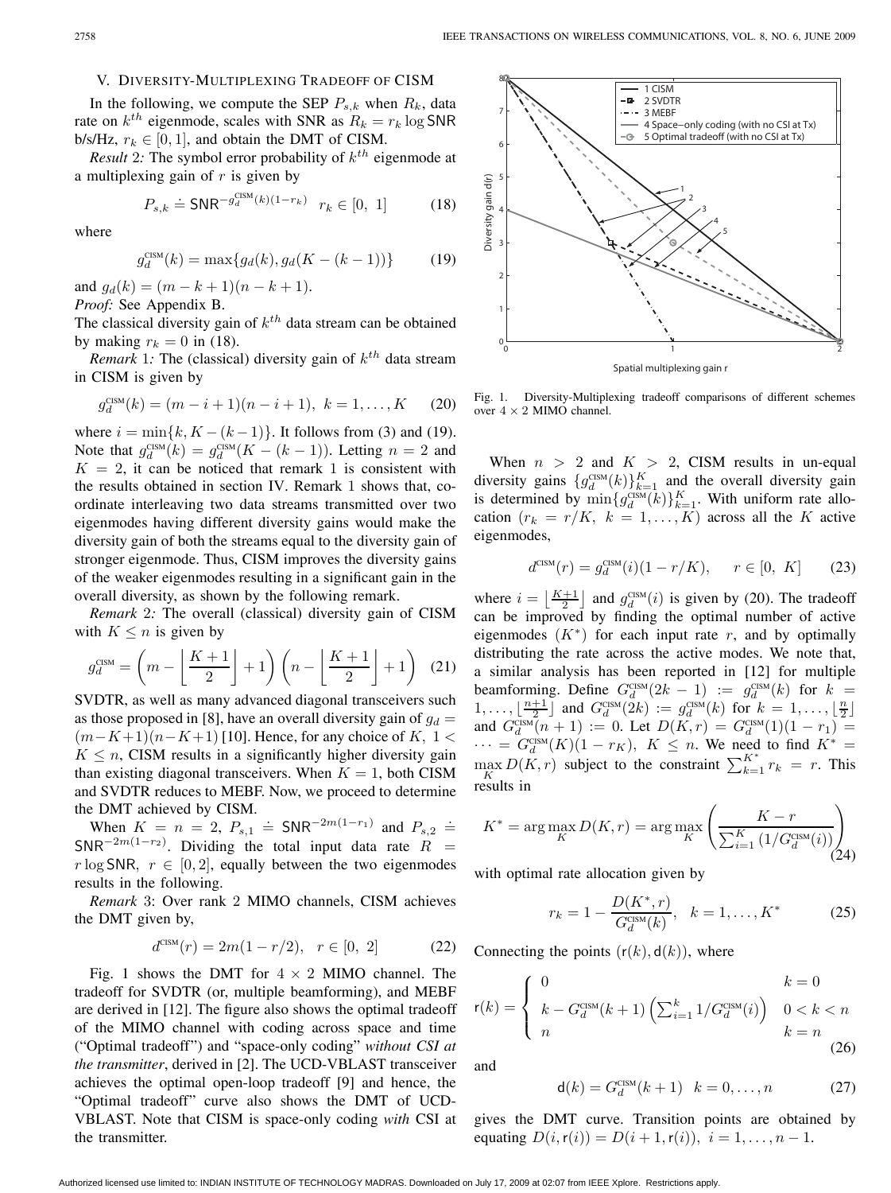## V. Diversity-Multiplexing Tradeoff of CISM

In the following, we compute the SEP $P_{s,k}$ when $R_k$, data rate on $k^{th}$ eigenmode, scales with SNR as $R_k = r_k \log \mathsf{SNR}$ b/s/Hz, $r_k \in [0, 1]$, and obtain the DMT of CISM.

*Result 2:* The symbol error probability of $k^{th}$ eigenmode at a multiplexing gain of $r$ is given by

$$P_{s,k} \doteq \mathsf{SNR}^{-g_d^{\text{CISM}}(k)(1-r_k)} \quad r_k \in [0,\ 1] \tag{18}$$

where

$$g_d^{\text{CISM}}(k) = \max\{g_d(k), g_d(K-(k-1))\} \tag{19}$$

and $g_d(k) = (m-k+1)(n-k+1)$.

*Proof:* See Appendix B.

The classical diversity gain of $k^{th}$ data stream can be obtained by making $r_k = 0$ in (18).

*Remark 1:* The (classical) diversity gain of $k^{th}$ data stream in CISM is given by

$$g_d^{\text{CISM}}(k) = (m-i+1)(n-i+1), \ k = 1, \ldots, K \tag{20}$$

where $i = \min\{k, K-(k-1)\}$. It follows from (3) and (19). Note that $g_d^{\text{CISM}}(k) = g_d^{\text{CISM}}(K-(k-1))$. Letting $n = 2$ and $K = 2$, it can be noticed that remark 1 is consistent with the results obtained in section IV. Remark 1 shows that, coordinate interleaving two data streams transmitted over two eigenmodes having different diversity gains would make the diversity gain of both the streams equal to the diversity gain of stronger eigenmode. Thus, CISM improves the diversity gains of the weaker eigenmodes resulting in a significant gain in the overall diversity, as shown by the following remark.

*Remark 2:* The overall (classical) diversity gain of CISM with $K \leq n$ is given by

$$g_d^{\text{CISM}} = \left(m - \left\lfloor \frac{K+1}{2} \right\rfloor + 1\right)\left(n - \left\lfloor \frac{K+1}{2} \right\rfloor + 1\right) \tag{21}$$

SVDTR, as well as many advanced diagonal transceivers such as those proposed in [8], have an overall diversity gain of $g_d = (m-K+1)(n-K+1)$ [10]. Hence, for any choice of $K$, $1 < K \leq n$, CISM results in a significantly higher diversity gain than existing diagonal transceivers. When $K = 1$, both CISM and SVDTR reduces to MEBF. Now, we proceed to determine the DMT achieved by CISM.

When $K = n = 2$, $P_{s,1} \doteq \mathsf{SNR}^{-2m(1-r_1)}$ and $P_{s,2} \doteq \mathsf{SNR}^{-2m(1-r_2)}$. Dividing the total input data rate $R = r \log \mathsf{SNR}$, $r \in [0, 2]$, equally between the two eigenmodes results in the following.

*Remark 3:* Over rank 2 MIMO channels, CISM achieves the DMT given by,

$$d^{\text{CISM}}(r) = 2m(1 - r/2), \quad r \in [0,\ 2] \tag{22}$$

Fig. 1 shows the DMT for $4 \times 2$ MIMO channel. The tradeoff for SVDTR (or, multiple beamforming), and MEBF are derived in [12]. The figure also shows the optimal tradeoff of the MIMO channel with coding across space and time ("Optimal tradeoff") and "space-only coding" *without CSI at the transmitter*, derived in [2]. The UCD-VBLAST transceiver achieves the optimal open-loop tradeoff [9] and hence, the "Optimal tradeoff" curve also shows the DMT of UCD-VBLAST. Note that CISM is space-only coding *with* CSI at the transmitter.

Fig. 1. Diversity-Multiplexing tradeoff comparisons of different schemes over $4 \times 2$ MIMO channel.

When $n > 2$ and $K > 2$, CISM results in un-equal diversity gains $\{g_d^{\text{CISM}}(k)\}_{k=1}^{K}$ and the overall diversity gain is determined by $\min\{g_d^{\text{CISM}}(k)\}_{k=1}^{K}$. With uniform rate allocation ($r_k = r/K$, $k = 1, \ldots, K$) across all the $K$ active eigenmodes,

$$d^{\text{CISM}}(r) = g_d^{\text{CISM}}(i)(1 - r/K), \quad r \in [0,\ K] \tag{23}$$

where $i = \left\lfloor \frac{K+1}{2} \right\rfloor$ and $g_d^{\text{CISM}}(i)$ is given by (20). The tradeoff can be improved by finding the optimal number of active eigenmodes ($K^*$) for each input rate $r$, and by optimally distributing the rate across the active modes. We note that, a similar analysis has been reported in [12] for multiple beamforming. Define $G_d^{\text{CISM}}(2k-1) := g_d^{\text{CISM}}(k)$ for $k = 1, \ldots, \lfloor \frac{n+1}{2} \rfloor$ and $G_d^{\text{CISM}}(2k) := g_d^{\text{CISM}}(k)$ for $k = 1, \ldots, \lfloor \frac{n}{2} \rfloor$ and $G_d^{\text{CISM}}(n+1) := 0$. Let $D(K, r) = G_d^{\text{CISM}}(1)(1-r_1) = \cdots = G_d^{\text{CISM}}(K)(1-r_K)$, $K \leq n$. We need to find $K^* = \max_K D(K, r)$ subject to the constraint $\sum_{k=1}^{K^*} r_k = r$. This results in

$$K^* = \arg\max_K D(K, r) = \arg\max_K \left( \frac{K - r}{\sum_{i=1}^{K} \left(1/G_d^{\text{CISM}}(i)\right)} \right) \tag{24}$$

with optimal rate allocation given by

$$r_k = 1 - \frac{D(K^*, r)}{G_d^{\text{CISM}}(k)}, \quad k = 1, \ldots, K^* \tag{25}$$

Connecting the points $(\mathsf{r}(k), \mathsf{d}(k))$, where

$$\mathsf{r}(k) = \begin{cases} 0 & k = 0 \\ k - G_d^{\text{CISM}}(k+1)\left(\sum_{i=1}^{k} 1/G_d^{\text{CISM}}(i)\right) & 0 < k < n \\ n & k = n \end{cases} \tag{26}$$

and

$$\mathsf{d}(k) = G_d^{\text{CISM}}(k+1) \quad k = 0, \ldots, n \tag{27}$$

gives the DMT curve. Transition points are obtained by equating $D(i, \mathsf{r}(i)) = D(i+1, \mathsf{r}(i))$, $i = 1, \ldots, n-1$.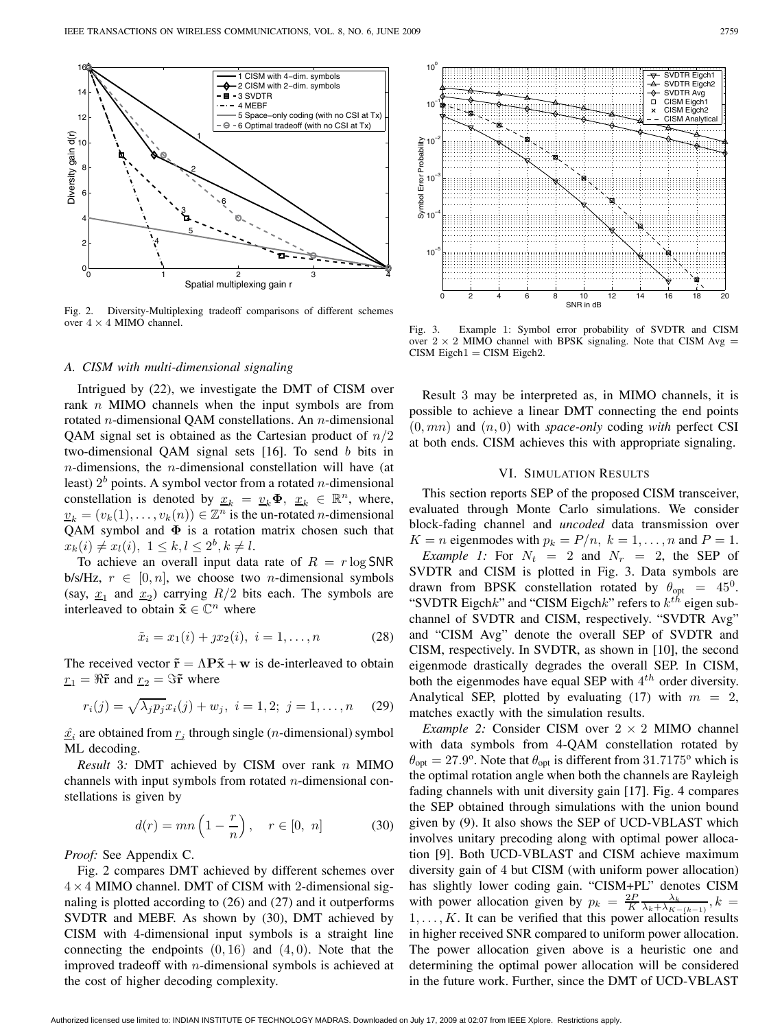Fig. 2. Diversity-Multiplexing tradeoff comparisons of different schemes over $4 \times 4$ MIMO channel.

Fig. 3. Example 1: Symbol error probability of SVDTR and CISM over $2 \times 2$ MIMO channel with BPSK signaling. Note that CISM Avg = CISM Eigch1 = CISM Eigch2.

### A. CISM with multi-dimensional signaling

Intrigued by (22), we investigate the DMT of CISM over rank $n$ MIMO channels when the input symbols are from rotated $n$-dimensional QAM constellations. An $n$-dimensional QAM signal set is obtained as the Cartesian product of $n/2$ two-dimensional QAM signal sets [16]. To send $b$ bits in $n$-dimensions, the $n$-dimensional constellation will have (at least) $2^b$ points. A symbol vector from a rotated $n$-dimensional constellation is denoted by $\underline{x}_k = \underline{v}_k \mathbf{\Phi}$, $\underline{x}_k \in \mathbb{R}^n$, where, $\underline{v}_k = (v_k(1), \ldots, v_k(n)) \in \mathbb{Z}^n$ is the un-rotated $n$-dimensional QAM symbol and $\mathbf{\Phi}$ is a rotation matrix chosen such that $x_k(i) \neq x_l(i)$, $1 \leq k, l \leq 2^b, k \neq l$.

To achieve an overall input data rate of $R = r \log \mathsf{SNR}$ b/s/Hz, $r \in [0, n]$, we choose two $n$-dimensional symbols (say, $\underline{x}_1$ and $\underline{x}_2$) carrying $R/2$ bits each. The symbols are interleaved to obtain $\tilde{\mathbf{x}} \in \mathbb{C}^n$ where

$$\tilde{x}_i = x_1(i) + \jmath x_2(i), \; i = 1, \ldots, n \tag{28}$$

The received vector $\tilde{\mathbf{r}} = \Lambda \mathbf{P} \tilde{\mathbf{x}} + \mathbf{w}$ is de-interleaved to obtain $\underline{r}_1 = \Re \tilde{\mathbf{r}}$ and $\underline{r}_2 = \Im \tilde{\mathbf{r}}$ where

$$r_i(j) = \sqrt{\lambda_j p_j} x_i(j) + w_j, \; i = 1, 2; \; j = 1, \ldots, n \tag{29}$$

$\hat{\underline{x}_i}$ are obtained from $\underline{r}_i$ through single ($n$-dimensional) symbol ML decoding.

*Result 3:* DMT achieved by CISM over rank $n$ MIMO channels with input symbols from rotated $n$-dimensional constellations is given by

$$d(r) = mn\left(1 - \frac{r}{n}\right), \quad r \in [0, \; n] \tag{30}$$

*Proof:* See Appendix C.

Fig. 2 compares DMT achieved by different schemes over $4 \times 4$ MIMO channel. DMT of CISM with 2-dimensional signaling is plotted according to (26) and (27) and it outperforms SVDTR and MEBF. As shown by (30), DMT achieved by CISM with 4-dimensional input symbols is a straight line connecting the endpoints $(0, 16)$ and $(4, 0)$. Note that the improved tradeoff with $n$-dimensional symbols is achieved at the cost of higher decoding complexity.

Result 3 may be interpreted as, in MIMO channels, it is possible to achieve a linear DMT connecting the end points $(0, mn)$ and $(n, 0)$ with *space-only* coding *with* perfect CSI at both ends. CISM achieves this with appropriate signaling.

## VI. Simulation Results

This section reports SEP of the proposed CISM transceiver, evaluated through Monte Carlo simulations. We consider block-fading channel and *uncoded* data transmission over $K = n$ eigenmodes with $p_k = P/n$, $k = 1, \ldots, n$ and $P = 1$.

*Example 1:* For $N_t = 2$ and $N_r = 2$, the SEP of SVDTR and CISM is plotted in Fig. 3. Data symbols are drawn from BPSK constellation rotated by $\theta_{\text{opt}} = 45^0$. "SVDTR Eigch$k$" and "CISM Eigch$k$" refers to $k^{th}$ eigen subchannel of SVDTR and CISM, respectively. "SVDTR Avg" and "CISM Avg" denote the overall SEP of SVDTR and CISM, respectively. In SVDTR, as shown in [10], the second eigenmode drastically degrades the overall SEP. In CISM, both the eigenmodes have equal SEP with $4^{th}$ order diversity. Analytical SEP, plotted by evaluating (17) with $m = 2$, matches exactly with the simulation results.

*Example 2:* Consider CISM over $2 \times 2$ MIMO channel with data symbols from 4-QAM constellation rotated by $\theta_{\text{opt}} = 27.9^{\text{o}}$. Note that $\theta_{\text{opt}}$ is different from $31.7175^{\text{o}}$ which is the optimal rotation angle when both the channels are Rayleigh fading channels with unit diversity gain [17]. Fig. 4 compares the SEP obtained through simulations with the union bound given by (9). It also shows the SEP of UCD-VBLAST which involves unitary precoding along with optimal power allocation [9]. Both UCD-VBLAST and CISM achieve maximum diversity gain of 4 but CISM (with uniform power allocation) has slightly lower coding gain. "CISM+PL" denotes CISM with power allocation given by $p_k = \frac{2P}{K} \frac{\lambda_k}{\lambda_k + \lambda_{K-(k-1)}}, k = 1, \ldots, K$. It can be verified that this power allocation results in higher received SNR compared to uniform power allocation. The power allocation given above is a heuristic one and determining the optimal power allocation will be considered in the future work. Further, since the DMT of UCD-VBLAST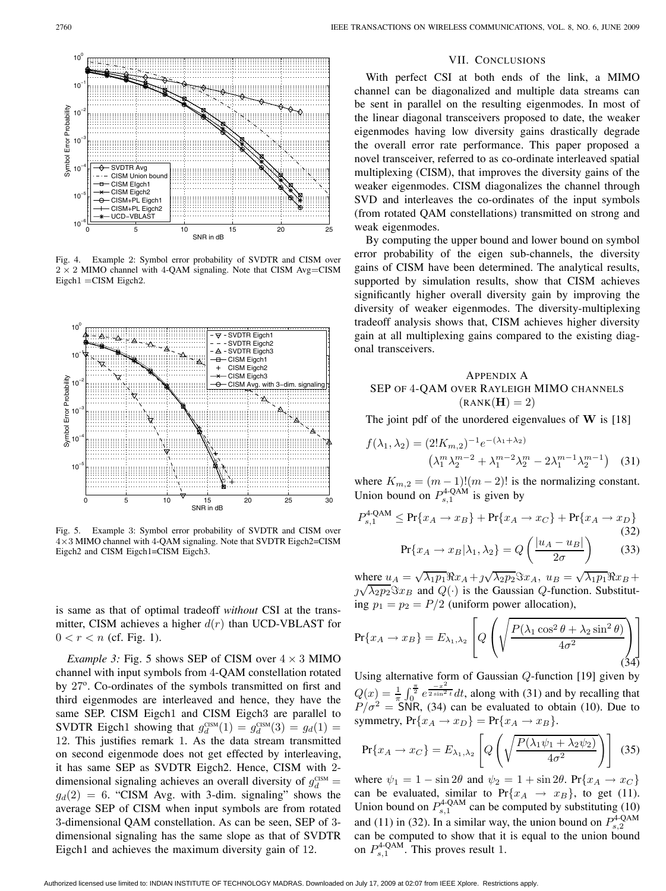Fig. 4. Example 2: Symbol error probability of SVDTR and CISM over $2 \times 2$ MIMO channel with 4-QAM signaling. Note that CISM Avg=CISM Eigch1 =CISM Eigch2.

Fig. 5. Example 3: Symbol error probability of SVDTR and CISM over $4 \times 3$ MIMO channel with 4-QAM signaling. Note that SVDTR Eigch2=CISM Eigch2 and CISM Eigch1=CISM Eigch3.

is same as that of optimal tradeoff *without* CSI at the transmitter, CISM achieves a higher $d(r)$ than UCD-VBLAST for $0 < r < n$ (cf. Fig. 1).

*Example 3:* Fig. 5 shows SEP of CISM over $4 \times 3$ MIMO channel with input symbols from 4-QAM constellation rotated by $27^o$. Co-ordinates of the symbols transmitted on first and third eigenmodes are interleaved and hence, they have the same SEP. CISM Eigch1 and CISM Eigch3 are parallel to SVDTR Eigch1 showing that $g_d^{\text{CISM}}(1) = g_d^{\text{CISM}}(3) = g_d(1) = 12$. This justifies remark 1. As the data stream transmitted on second eigenmode does not get effected by interleaving, it has same SEP as SVDTR Eigch2. Hence, CISM with 2-dimensional signaling achieves an overall diversity of $g_d^{\text{CISM}} = g_d(2) = 6$. "CISM Avg. with 3-dim. signaling" shows the average SEP of CISM when input symbols are from rotated 3-dimensional QAM constellation. As can be seen, SEP of 3-dimensional signaling has the same slope as that of SVDTR Eigch1 and achieves the maximum diversity gain of 12.

## VII. Conclusions

With perfect CSI at both ends of the link, a MIMO channel can be diagonalized and multiple data streams can be sent in parallel on the resulting eigenmodes. In most of the linear diagonal transceivers proposed to date, the weaker eigenmodes having low diversity gains drastically degrade the overall error rate performance. This paper proposed a novel transceiver, referred to as co-ordinate interleaved spatial multiplexing (CISM), that improves the diversity gains of the weaker eigenmodes. CISM diagonalizes the channel through SVD and interleaves the co-ordinates of the input symbols (from rotated QAM constellations) transmitted on strong and weak eigenmodes.

By computing the upper bound and lower bound on symbol error probability of the eigen sub-channels, the diversity gains of CISM have been determined. The analytical results, supported by simulation results, show that CISM achieves significantly higher overall diversity gain by improving the diversity of weaker eigenmodes. The diversity-multiplexing tradeoff analysis shows that, CISM achieves higher diversity gain at all multiplexing gains compared to the existing diagonal transceivers.

## Appendix A
## SEP of 4-QAM over Rayleigh MIMO Channels $(\text{rank}(\mathbf{H}) = 2)$

The joint pdf of the unordered eigenvalues of $\mathbf{W}$ is [18]

$$f(\lambda_1, \lambda_2) = (2! K_{m,2})^{-1} e^{-(\lambda_1+\lambda_2)} \left(\lambda_1^m \lambda_2^{m-2} + \lambda_1^{m-2}\lambda_2^m - 2\lambda_1^{m-1}\lambda_2^{m-1}\right) \quad (31)$$

where $K_{m,2} = (m-1)!(m-2)!$ is the normalizing constant. Union bound on $P_{s,1}^{\text{4-QAM}}$ is given by

$$P_{s,1}^{\text{4-QAM}} \leq \Pr\{x_A \to x_B\} + \Pr\{x_A \to x_C\} + \Pr\{x_A \to x_D\} \quad (32)$$

$$\Pr\{x_A \to x_B | \lambda_1, \lambda_2\} = Q\left(\frac{|u_A - u_B|}{2\sigma}\right) \quad (33)$$

where $u_A = \sqrt{\lambda_1 p_1}\Re x_A + \jmath\sqrt{\lambda_2 p_2}\Im x_A$, $u_B = \sqrt{\lambda_1 p_1}\Re x_B + \jmath\sqrt{\lambda_2 p_2}\Im x_B$ and $Q(\cdot)$ is the Gaussian $Q$-function. Substituting $p_1 = p_2 = P/2$ (uniform power allocation),

$$\Pr\{x_A \to x_B\} = E_{\lambda_1,\lambda_2}\left[Q\left(\sqrt{\frac{P(\lambda_1\cos^2\theta + \lambda_2\sin^2\theta)}{4\sigma^2}}\right)\right] \quad (34)$$

Using alternative form of Gaussian $Q$-function [19] given by $Q(x) = \frac{1}{\pi}\int_0^{\frac{\pi}{2}} e^{\frac{-x^2}{2\sin^2 t}} dt$, along with (31) and by recalling that $P/\sigma^2 = \text{SNR}$, (34) can be evaluated to obtain (10). Due to symmetry, $\Pr\{x_A \to x_D\} = \Pr\{x_A \to x_B\}$.

$$\Pr\{x_A \to x_C\} = E_{\lambda_1,\lambda_2}\left[Q\left(\sqrt{\frac{P(\lambda_1\psi_1 + \lambda_2\psi_2)}{4\sigma^2}}\right)\right] \quad (35)$$

where $\psi_1 = 1 - \sin 2\theta$ and $\psi_2 = 1 + \sin 2\theta$. $\Pr\{x_A \to x_C\}$ can be evaluated, similar to $\Pr\{x_A \to x_B\}$, to get (11). Union bound on $P_{s,1}^{\text{4-QAM}}$ can be computed by substituting (10) and (11) in (32). In a similar way, the union bound on $P_{s,2}^{\text{4-QAM}}$ can be computed to show that it is equal to the union bound on $P_{s,1}^{\text{4-QAM}}$. This proves result 1.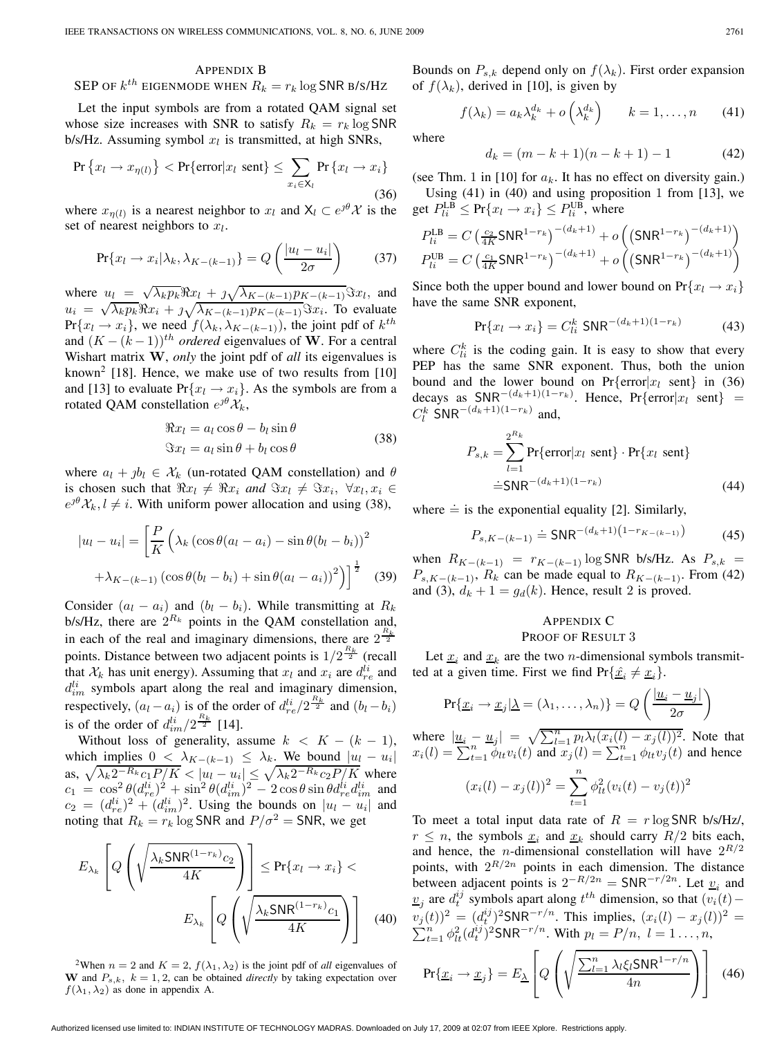## APPENDIX B
### SEP OF $k^{th}$ EIGENMODE WHEN $R_k = r_k \log \mathsf{SNR}$ B/S/HZ

Let the input symbols be from a rotated QAM signal set whose size increases with SNR to satisfy $R_k = r_k \log \mathsf{SNR}$ b/s/Hz. Assuming symbol $x_l$ is transmitted, at high SNRs,

$$\Pr\left\{x_l \to x_{\eta(l)}\right\} < \Pr\{\text{error}|x_l \text{ sent}\} \leq \sum_{x_i \in \mathsf{X}_l} \Pr\{x_l \to x_i\} \tag{36}$$

where $x_{\eta(l)}$ is a nearest neighbor to $x_l$ and $\mathsf{X}_l \subset e^{\jmath\theta}\mathcal{X}$ is the set of nearest neighbors to $x_l$.

$$\Pr\{x_l \to x_i | \lambda_k, \lambda_{K-(k-1)}\} = Q\left(\frac{|u_l - u_i|}{2\sigma}\right) \tag{37}$$

where $u_l = \sqrt{\lambda_k p_k}\Re x_l + \jmath\sqrt{\lambda_{K-(k-1)}p_{K-(k-1)}}\Im x_l$, and $u_i = \sqrt{\lambda_k p_k}\Re x_i + \jmath\sqrt{\lambda_{K-(k-1)}p_{K-(k-1)}}\Im x_i$. To evaluate $\Pr\{x_l \to x_i\}$, we need $f(\lambda_k, \lambda_{K-(k-1)})$, the joint pdf of $k^{th}$ and $(K-(k-1))^{th}$ *ordered* eigenvalues of $\mathbf{W}$. For a central Wishart matrix $\mathbf{W}$, *only* the joint pdf of *all* its eigenvalues is known[2] [18]. Hence, we make use of two results from [10] and [13] to evaluate $\Pr\{x_l \to x_i\}$. As the symbols are from a rotated QAM constellation $e^{\jmath\theta}\mathcal{X}_k$,

$$\begin{aligned}\Re x_l &= a_l \cos\theta - b_l \sin\theta \\ \Im x_l &= a_l \sin\theta + b_l \cos\theta\end{aligned} \tag{38}$$

where $a_l + \jmath b_l \in \mathcal{X}_k$ (un-rotated QAM constellation) and $\theta$ is chosen such that $\Re x_l \neq \Re x_i$ *and* $\Im x_l \neq \Im x_i$, $\forall x_l, x_i \in e^{\jmath\theta}\mathcal{X}_k, l \neq i$. With uniform power allocation and using (38),

$$|u_l - u_i| = \left[\frac{P}{K}\Big(\lambda_k\left(\cos\theta(a_l - a_i) - \sin\theta(b_l - b_i)\right)^2 + \lambda_{K-(k-1)}\left(\cos\theta(b_l - b_i) + \sin\theta(a_l - a_i)\right)^2\Big)\right]^{\frac{1}{2}} \tag{39}$$

Consider $(a_l - a_i)$ and $(b_l - b_i)$. While transmitting at $R_k$ b/s/Hz, there are $2^{R_k}$ points in the QAM constellation and, in each of the real and imaginary dimensions, there are $2^{\frac{R_k}{2}}$ points. Distance between two adjacent points is $1/2^{\frac{R_k}{2}}$ (recall that $\mathcal{X}_k$ has unit energy). Assuming that $x_l$ and $x_i$ are $d_{re}^{li}$ and $d_{im}^{li}$ symbols apart along the real and imaginary dimension, respectively, $(a_l - a_i)$ is of the order of $d_{re}^{li}/2^{\frac{R_k}{2}}$ and $(b_l - b_i)$ is of the order of $d_{im}^{li}/2^{\frac{R_k}{2}}$ [14].

Without loss of generality, assume $k < K-(k-1)$, which implies $0 < \lambda_{K-(k-1)} \leq \lambda_k$. We bound $|u_l - u_i|$ as, $\sqrt{\lambda_k 2^{-R_k} c_1 P/K} < |u_l - u_i| \leq \sqrt{\lambda_k 2^{-R_k} c_2 P/K}$ where $c_1 = \cos^2\theta (d_{re}^{li})^2 + \sin^2\theta (d_{im}^{li})^2 - 2\cos\theta\sin\theta d_{re}^{li} d_{im}^{li}$ and $c_2 = (d_{re}^{li})^2 + (d_{im}^{li})^2$. Using the bounds on $|u_l - u_i|$ and noting that $R_k = r_k \log \mathsf{SNR}$ and $P/\sigma^2 = \mathsf{SNR}$, we get

$$E_{\lambda_k}\left[Q\left(\sqrt{\frac{\lambda_k \mathsf{SNR}^{(1-r_k)} c_2}{4K}}\right)\right] \leq \Pr\{x_l \to x_i\} < E_{\lambda_k}\left[Q\left(\sqrt{\frac{\lambda_k \mathsf{SNR}^{(1-r_k)} c_1}{4K}}\right)\right] \tag{40}$$

[2]When $n = 2$ and $K = 2$, $f(\lambda_1, \lambda_2)$ is the joint pdf of *all* eigenvalues of $\mathbf{W}$ and $P_{s,k}$, $k = 1, 2$, can be obtained *directly* by taking expectation over $f(\lambda_1, \lambda_2)$ as done in appendix A.

Bounds on $P_{s,k}$ depend only on $f(\lambda_k)$. First order expansion of $f(\lambda_k)$, derived in [10], is given by

$$f(\lambda_k) = a_k \lambda_k^{d_k} + o\left(\lambda_k^{d_k}\right) \qquad k = 1, \ldots, n \tag{41}$$

where

$$d_k = (m - k + 1)(n - k + 1) - 1 \tag{42}$$

(see Thm. 1 in [10] for $a_k$. It has no effect on diversity gain.)

Using (41) in (40) and using proposition 1 from [13], we get $P_{li}^{\text{LB}} \leq \Pr\{x_l \to x_i\} \leq P_{li}^{\text{UB}}$, where

$$P_{li}^{\text{LB}} = C\left(\tfrac{c_2}{4K}\mathsf{SNR}^{1-r_k}\right)^{-(d_k+1)} + o\left(\left(\mathsf{SNR}^{1-r_k}\right)^{-(d_k+1)}\right)$$
$$P_{li}^{\text{UB}} = C\left(\tfrac{c_1}{4K}\mathsf{SNR}^{1-r_k}\right)^{-(d_k+1)} + o\left(\left(\mathsf{SNR}^{1-r_k}\right)^{-(d_k+1)}\right)$$

Since both the upper bound and lower bound on $\Pr\{x_l \to x_i\}$ have the same SNR exponent,

$$\Pr\{x_l \to x_i\} = C_{li}^k\ \mathsf{SNR}^{-(d_k+1)(1-r_k)} \tag{43}$$

where $C_{li}^k$ is the coding gain. It is easy to show that every PEP has the same SNR exponent. Thus, both the union bound and the lower bound on $\Pr\{\text{error}|x_l \text{ sent}\}$ in (36) decays as $\mathsf{SNR}^{-(d_k+1)(1-r_k)}$. Hence, $\Pr\{\text{error}|x_l \text{ sent}\} = C_l^k\ \mathsf{SNR}^{-(d_k+1)(1-r_k)}$ and,

$$\begin{aligned}P_{s,k} &= \sum_{l=1}^{2^{R_k}} \Pr\{\text{error}|x_l \text{ sent}\} \cdot \Pr\{x_l \text{ sent}\} \\ &\doteq \mathsf{SNR}^{-(d_k+1)(1-r_k)}\end{aligned} \tag{44}$$

where $\doteq$ is the exponential equality [2]. Similarly,

$$P_{s,K-(k-1)} \doteq \mathsf{SNR}^{-(d_k+1)\left(1-r_{K-(k-1)}\right)} \tag{45}$$

when $R_{K-(k-1)} = r_{K-(k-1)} \log \mathsf{SNR}$ b/s/Hz. As $P_{s,k} = P_{s,K-(k-1)}$, $R_k$ can be made equal to $R_{K-(k-1)}$. From (42) and (3), $d_k + 1 = g_d(k)$. Hence, result 2 is proved.

## APPENDIX C
### PROOF OF RESULT 3

Let $\underline{x}_i$ and $\underline{x}_k$ are the two $n$-dimensional symbols transmitted at a given time. First we find $\Pr\{\hat{\underline{x}}_i \neq \underline{x}_i\}$.

$$\Pr\{\underline{x}_i \to \underline{x}_j | \underline{\lambda} = (\lambda_1, \ldots, \lambda_n)\} = Q\left(\frac{|\underline{u}_i - \underline{u}_j|}{2\sigma}\right)$$

where $|\underline{u}_i - \underline{u}_j| = \sqrt{\sum_{l=1}^n p_l \lambda_l (x_i(l) - x_j(l))^2}$. Note that $x_i(l) = \sum_{t=1}^n \phi_{lt} v_i(t)$ and $x_j(l) = \sum_{t=1}^n \phi_{lt} v_j(t)$ and hence

$$(x_i(l) - x_j(l))^2 = \sum_{t=1}^n \phi_{lt}^2 (v_i(t) - v_j(t))^2$$

To meet a total input data rate of $R = r \log \mathsf{SNR}$ b/s/Hz/, $r \leq n$, the symbols $\underline{x}_i$ and $\underline{x}_k$ should carry $R/2$ bits each, and hence, the $n$-dimensional constellation will have $2^{R/2}$ points, with $2^{R/2n}$ points in each dimension. The distance between adjacent points is $2^{-R/2n} = \mathsf{SNR}^{-r/2n}$. Let $\underline{v}_i$ and $\underline{v}_j$ are $d_t^{ij}$ symbols apart along $t^{th}$ dimension, so that $(v_i(t) - v_j(t))^2 = (d_t^{ij})^2 \mathsf{SNR}^{-r/n}$. This implies, $(x_i(l) - x_j(l))^2 = \sum_{t=1}^n \phi_{lt}^2 (d_t^{ij})^2 \mathsf{SNR}^{-r/n}$. With $p_l = P/n$, $l = 1 \ldots, n$,

$$\Pr\{\underline{x}_i \to \underline{x}_j\} = E_{\underline{\lambda}}\left[Q\left(\sqrt{\frac{\sum_{l=1}^n \lambda_l \xi_l \mathsf{SNR}^{1-r/n}}{4n}}\right)\right] \tag{46}$$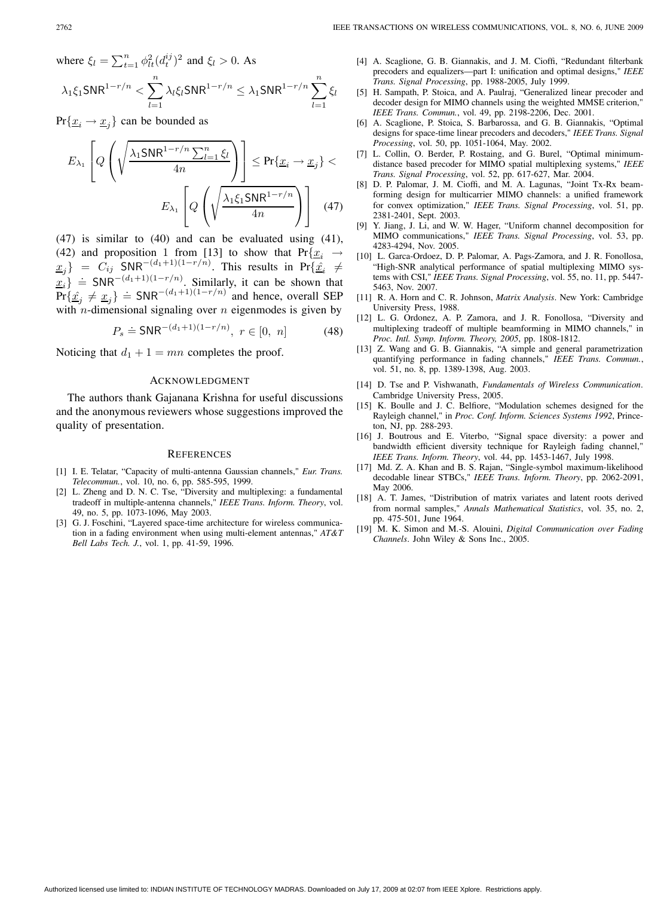where $\xi_l = \sum_{t=1}^{n} \phi_{lt}^2 (d_t^{ij})^2$ and $\xi_l > 0$. As

$$\lambda_1 \xi_1 \mathsf{SNR}^{1-r/n} < \sum_{l=1}^{n} \lambda_l \xi_l \mathsf{SNR}^{1-r/n} \leq \lambda_1 \mathsf{SNR}^{1-r/n} \sum_{l=1}^{n} \xi_l$$

$\Pr\{\underline{x}_i \rightarrow \underline{x}_j\}$ can be bounded as

$$E_{\lambda_1}\left[Q\left(\sqrt{\frac{\lambda_1 \mathsf{SNR}^{1-r/n} \sum_{l=1}^{n} \xi_l}{4n}}\right)\right] \leq \Pr\{\underline{x}_i \rightarrow \underline{x}_j\} < E_{\lambda_1}\left[Q\left(\sqrt{\frac{\lambda_1 \xi_1 \mathsf{SNR}^{1-r/n}}{4n}}\right)\right] \quad (47)$$

(47) is similar to (40) and can be evaluated using (41), (42) and proposition 1 from [13] to show that $\Pr\{\underline{x}_i \rightarrow \underline{x}_j\} = C_{ij}\ \mathsf{SNR}^{-(d_1+1)(1-r/n)}$. This results in $\Pr\{\underline{\hat{x}}_i \neq \underline{x}_i\} \doteq \mathsf{SNR}^{-(d_1+1)(1-r/n)}$. Similarly, it can be shown that $\Pr\{\underline{\hat{x}}_j \neq \underline{x}_j\} \doteq \mathsf{SNR}^{-(d_1+1)(1-r/n)}$ and hence, overall SEP with $n$-dimensional signaling over $n$ eigenmodes is given by

$$P_s \doteq \mathsf{SNR}^{-(d_1+1)(1-r/n)},\ r \in [0,\ n] \quad (48)$$

Noticing that $d_1 + 1 = mn$ completes the proof.

## Acknowledgment

The authors thank Gajanana Krishna for useful discussions and the anonymous reviewers whose suggestions improved the quality of presentation.

## References

[1] I. E. Telatar, "Capacity of multi-antenna Gaussian channels," *Eur. Trans. Telecommun.*, vol. 10, no. 6, pp. 585-595, 1999.

[2] L. Zheng and D. N. C. Tse, "Diversity and multiplexing: a fundamental tradeoff in multiple-antenna channels," *IEEE Trans. Inform. Theory*, vol. 49, no. 5, pp. 1073-1096, May 2003.

[3] G. J. Foschini, "Layered space-time architecture for wireless communication in a fading environment when using multi-element antennas," *AT&T Bell Labs Tech. J.*, vol. 1, pp. 41-59, 1996.

[4] A. Scaglione, G. B. Giannakis, and J. M. Cioffi, "Redundant filterbank precoders and equalizers—part I: unification and optimal designs," *IEEE Trans. Signal Processing*, pp. 1988-2005, July 1999.

[5] H. Sampath, P. Stoica, and A. Paulraj, "Generalized linear precoder and decoder design for MIMO channels using the weighted MMSE criterion," *IEEE Trans. Commun.*, vol. 49, pp. 2198-2206, Dec. 2001.

[6] A. Scaglione, P. Stoica, S. Barbarossa, and G. B. Giannakis, "Optimal designs for space-time linear precoders and decoders," *IEEE Trans. Signal Processing*, vol. 50, pp. 1051-1064, May. 2002.

[7] L. Collin, O. Berder, P. Rostaing, and G. Burel, "Optimal minimum-distance based precoder for MIMO spatial multiplexing systems," *IEEE Trans. Signal Processing*, vol. 52, pp. 617-627, Mar. 2004.

[8] D. P. Palomar, J. M. Cioffi, and M. A. Lagunas, "Joint Tx-Rx beamforming design for multicarrier MIMO channels: a unified framework for convex optimization," *IEEE Trans. Signal Processing*, vol. 51, pp. 2381-2401, Sept. 2003.

[9] Y. Jiang, J. Li, and W. W. Hager, "Uniform channel decomposition for MIMO communications," *IEEE Trans. Signal Processing*, vol. 53, pp. 4283-4294, Nov. 2005.

[10] L. Garca-Ordoez, D. P. Palomar, A. Pags-Zamora, and J. R. Fonollosa, "High-SNR analytical performance of spatial multiplexing MIMO systems with CSI," *IEEE Trans. Signal Processing*, vol. 55, no. 11, pp. 5447-5463, Nov. 2007.

[11] R. A. Horn and C. R. Johnson, *Matrix Analysis*. New York: Cambridge University Press, 1988.

[12] L. G. Ordonez, A. P. Zamora, and J. R. Fonollosa, "Diversity and multiplexing tradeoff of multiple beamforming in MIMO channels," in *Proc. Intl. Symp. Inform. Theory, 2005*, pp. 1808-1812.

[13] Z. Wang and G. B. Giannakis, "A simple and general parametrization quantifying performance in fading channels," *IEEE Trans. Commun.*, vol. 51, no. 8, pp. 1389-1398, Aug. 2003.

[14] D. Tse and P. Vishwanath, *Fundamentals of Wireless Communication*. Cambridge University Press, 2005.

[15] K. Boulle and J. C. Belfiore, "Modulation schemes designed for the Rayleigh channel," in *Proc. Conf. Inform. Sciences Systems 1992*, Princeton, NJ, pp. 288-293.

[16] J. Boutrous and E. Viterbo, "Signal space diversity: a power and bandwidth efficient diversity technique for Rayleigh fading channel," *IEEE Trans. Inform. Theory*, vol. 44, pp. 1453-1467, July 1998.

[17] Md. Z. A. Khan and B. S. Rajan, "Single-symbol maximum-likelihood decodable linear STBCs," *IEEE Trans. Inform. Theory*, pp. 2062-2091, May 2006.

[18] A. T. James, "Distribution of matrix variates and latent roots derived from normal samples," *Annals Mathematical Statistics*, vol. 35, no. 2, pp. 475-501, June 1964.

[19] M. K. Simon and M.-S. Alouini, *Digital Communication over Fading Channels*. John Wiley & Sons Inc., 2005.